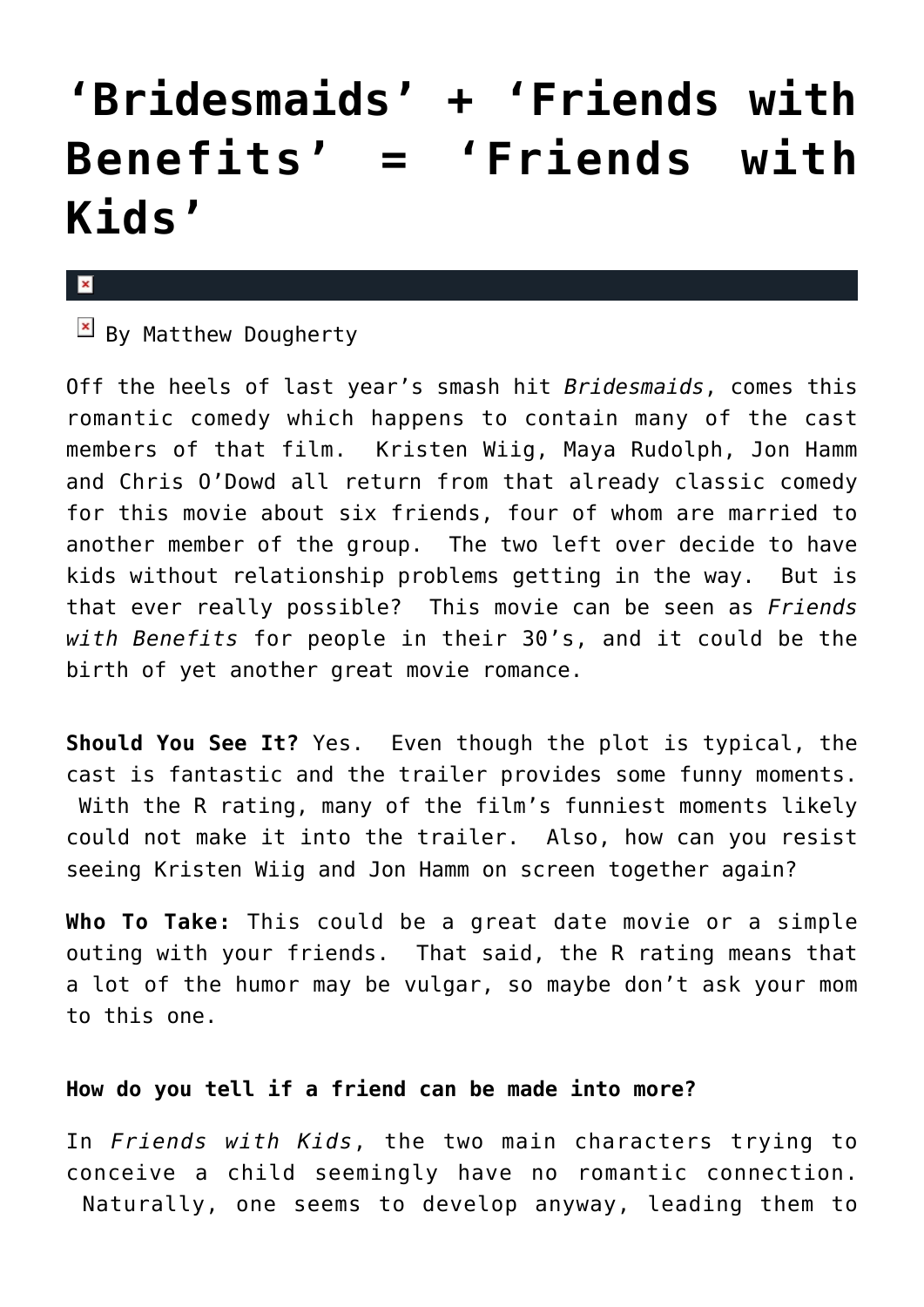# ‘Bridesmaids’ + ‘Friends with Benefits’ = ‘Friends with Kids’

By Matthew Dougherty

Off the heels of last year’s smash hit *Bridesmaids*, comes this romantic comedy which happens to contain many of the cast members of that film. Kristen Wiig, Maya Rudolph, Jon Hamm and Chris O’Dowd all return from that already classic comedy for this movie about six friends, four of whom are married to another member of the group. The two left over decide to have kids without relationship problems getting in the way. But is that ever really possible? This movie can be seen as *Friends with Benefits* for people in their 30’s, and it could be the birth of yet another great movie romance.

**Should You See It?** Yes. Even though the plot is typical, the cast is fantastic and the trailer provides some funny moments. With the R rating, many of the film’s funniest moments likely could not make it into the trailer. Also, how can you resist seeing Kristen Wiig and Jon Hamm on screen together again?

**Who To Take:** This could be a great date movie or a simple outing with your friends. That said, the R rating means that a lot of the humor may be vulgar, so maybe don’t ask your mom to this one.

**How do you tell if a friend can be made into more?**

In *Friends with Kids*, the two main characters trying to conceive a child seemingly have no romantic connection. Naturally, one seems to develop anyway, leading them to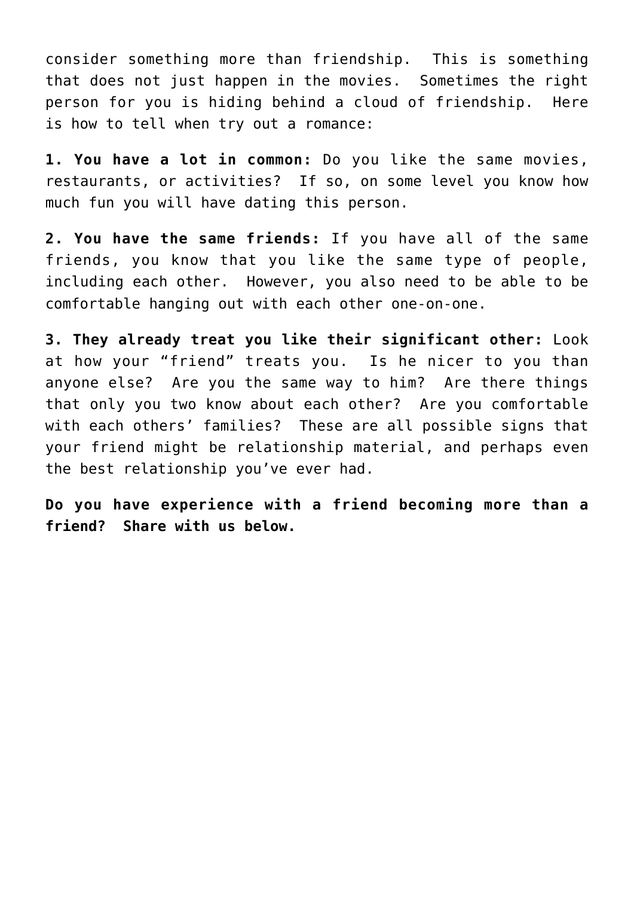consider something more than friendship. This is something that does not just happen in the movies. Sometimes the right person for you is hiding behind a cloud of friendship. Here is how to tell when try out a romance:

**1. You have a lot in common:** Do you like the same movies, restaurants, or activities? If so, on some level you know how much fun you will have dating this person.

**2. You have the same friends:** If you have all of the same friends, you know that you like the same type of people, including each other. However, you also need to be able to be comfortable hanging out with each other one-on-one.

**3. They already treat you like their significant other:** Look at how your “friend” treats you. Is he nicer to you than anyone else? Are you the same way to him? Are there things that only you two know about each other? Are you comfortable with each others’ families? These are all possible signs that your friend might be relationship material, and perhaps even the best relationship you’ve ever had.

**Do you have experience with a friend becoming more than a friend? Share with us below.**